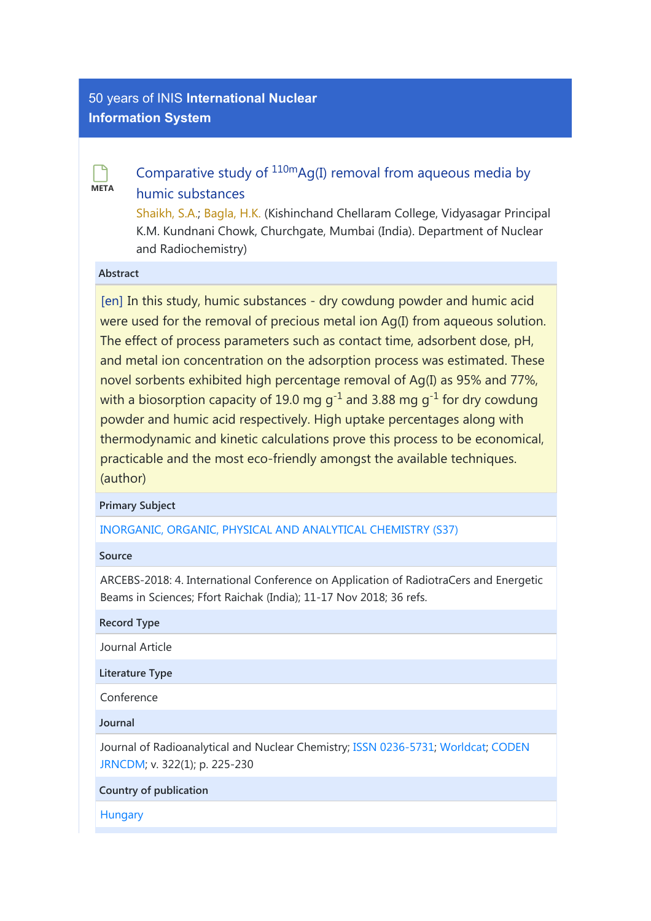50 years of INIS **International Nuclear Information System**

META

# Comparative study of $^{110m}$Ag(I) removal from aqueous media by humic substances

Shaikh, S.A.; Bagla, H.K. (Kishinchand Chellaram College, Vidyasagar Principal K.M. Kundnani Chowk, Churchgate, Mumbai (India). Department of Nuclear and Radiochemistry)

**Abstract**

[en] In this study, humic substances - dry cowdung powder and humic acid were used for the removal of precious metal ion Ag(I) from aqueous solution. The effect of process parameters such as contact time, adsorbent dose, pH, and metal ion concentration on the adsorption process was estimated. These novel sorbents exhibited high percentage removal of Ag(I) as 95% and 77%, with a biosorption capacity of 19.0 mg $g^{-1}$ and 3.88 mg $g^{-1}$ for dry cowdung powder and humic acid respectively. High uptake percentages along with thermodynamic and kinetic calculations prove this process to be economical, practicable and the most eco-friendly amongst the available techniques. (author)

**Primary Subject**

INORGANIC, ORGANIC, PHYSICAL AND ANALYTICAL CHEMISTRY (S37)

**Source**

ARCEBS-2018: 4. International Conference on Application of RadiotraCers and Energetic Beams in Sciences; Ffort Raichak (India); 11-17 Nov 2018; 36 refs.

**Record Type**

Journal Article

**Literature Type**

Conference

**Journal**

Journal of Radioanalytical and Nuclear Chemistry; ISSN 0236-5731; Worldcat; CODEN JRNCDM; v. 322(1); p. 225-230

**Country of publication**

Hungary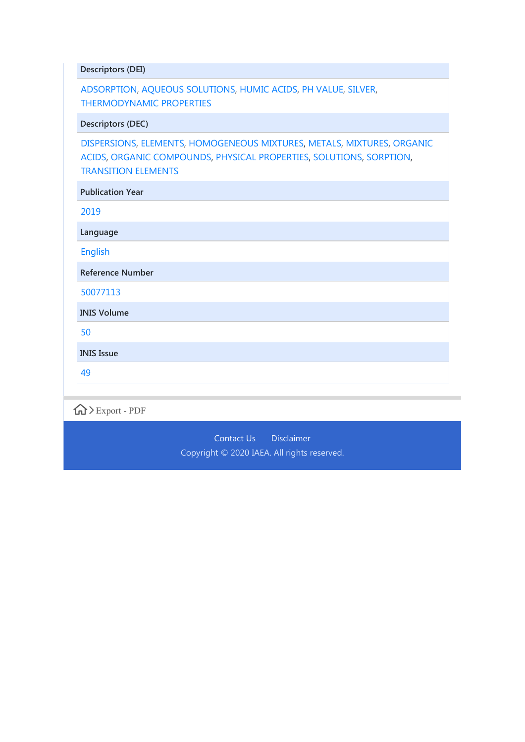**Descriptors (DEI)**

ADSORPTION, AQUEOUS SOLUTIONS, HUMIC ACIDS, PH VALUE, SILVER, THERMODYNAMIC PROPERTIES

**Descriptors (DEC)**

DISPERSIONS, ELEMENTS, HOMOGENEOUS MIXTURES, METALS, MIXTURES, ORGANIC ACIDS, ORGANIC COMPOUNDS, PHYSICAL PROPERTIES, SOLUTIONS, SORPTION, TRANSITION ELEMENTS

**Publication Year**

2019

**Language**

English

**Reference Number**

50077113

**INIS Volume**

50

**INIS Issue**

49

> Export - PDF

Contact Us Disclaimer

Copyright © 2020 IAEA. All rights reserved.